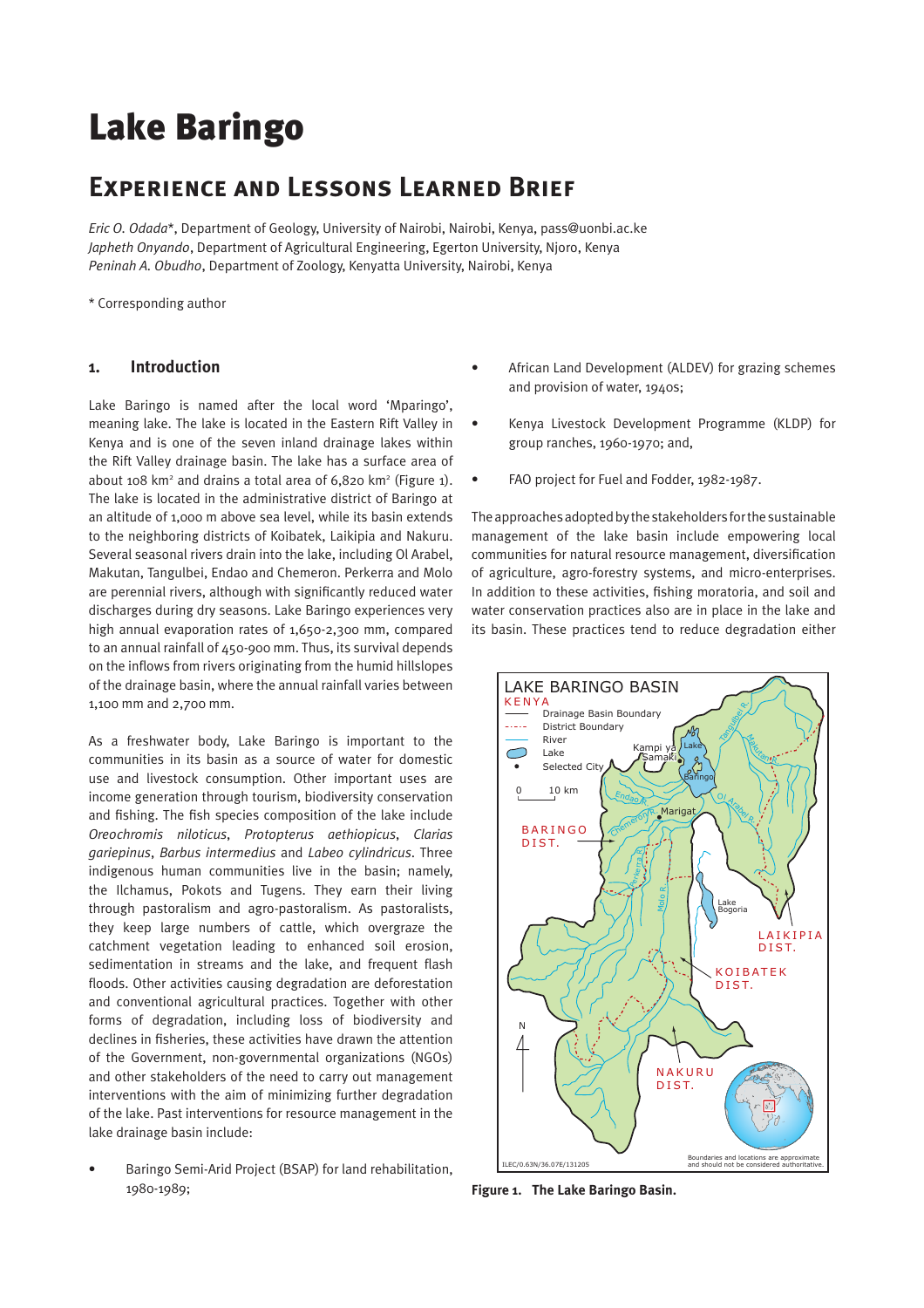# Lake Baringo

## Experience and Lessons Learned Brief

*Eric O. Odada*\*, Department of Geology, University of Nairobi, Nairobi, Kenya, pass@uonbi.ac.ke
*Japheth Onyando*, Department of Agricultural Engineering, Egerton University, Njoro, Kenya
*Peninah A. Obudho*, Department of Zoology, Kenyatta University, Nairobi, Kenya

\* Corresponding author

### 1. Introduction

Lake Baringo is named after the local word 'Mparingo', meaning lake. The lake is located in the Eastern Rift Valley in Kenya and is one of the seven inland drainage lakes within the Rift Valley drainage basin. The lake has a surface area of about 108 km$^2$ and drains a total area of 6,820 km$^2$ (Figure 1). The lake is located in the administrative district of Baringo at an altitude of 1,000 m above sea level, while its basin extends to the neighboring districts of Koibatek, Laikipia and Nakuru. Several seasonal rivers drain into the lake, including Ol Arabel, Makutan, Tangulbei, Endao and Chemeron. Perkerra and Molo are perennial rivers, although with significantly reduced water discharges during dry seasons. Lake Baringo experiences very high annual evaporation rates of 1,650-2,300 mm, compared to an annual rainfall of 450-900 mm. Thus, its survival depends on the inflows from rivers originating from the humid hillslopes of the drainage basin, where the annual rainfall varies between 1,100 mm and 2,700 mm.

As a freshwater body, Lake Baringo is important to the communities in its basin as a source of water for domestic use and livestock consumption. Other important uses are income generation through tourism, biodiversity conservation and fishing. The fish species composition of the lake include *Oreochromis niloticus*, *Protopterus aethiopicus*, *Clarias gariepinus*, *Barbus intermedius* and *Labeo cylindricus*. Three indigenous human communities live in the basin; namely, the Ilchamus, Pokots and Tugens. They earn their living through pastoralism and agro-pastoralism. As pastoralists, they keep large numbers of cattle, which overgraze the catchment vegetation leading to enhanced soil erosion, sedimentation in streams and the lake, and frequent flash floods. Other activities causing degradation are deforestation and conventional agricultural practices. Together with other forms of degradation, including loss of biodiversity and declines in fisheries, these activities have drawn the attention of the Government, non-governmental organizations (NGOs) and other stakeholders of the need to carry out management interventions with the aim of minimizing further degradation of the lake. Past interventions for resource management in the lake drainage basin include:

- Baringo Semi-Arid Project (BSAP) for land rehabilitation, 1980-1989;
- African Land Development (ALDEV) for grazing schemes and provision of water, 1940s;
- Kenya Livestock Development Programme (KLDP) for group ranches, 1960-1970; and,
- FAO project for Fuel and Fodder, 1982-1987.

The approaches adopted by the stakeholders for the sustainable management of the lake basin include empowering local communities for natural resource management, diversification of agriculture, agro-forestry systems, and micro-enterprises. In addition to these activities, fishing moratoria, and soil and water conservation practices also are in place in the lake and its basin. These practices tend to reduce degradation either

**Figure 1. The Lake Baringo Basin.**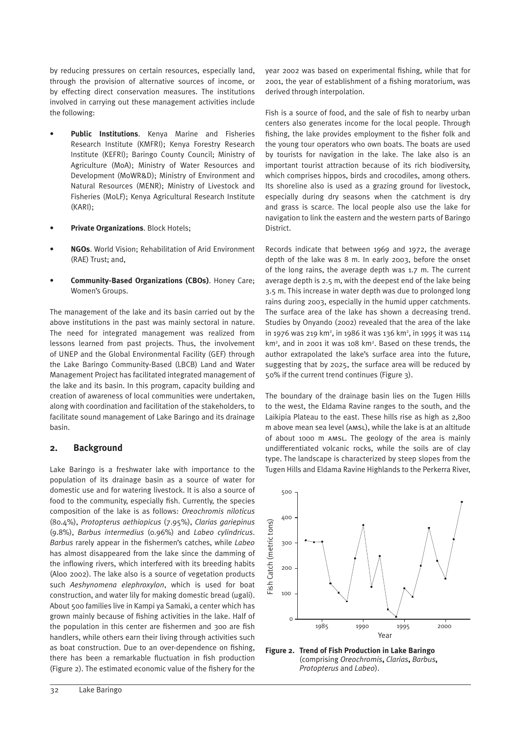by reducing pressures on certain resources, especially land, through the provision of alternative sources of income, or by effecting direct conservation measures. The institutions involved in carrying out these management activities include the following:

- **Public Institutions**. Kenya Marine and Fisheries Research Institute (KMFRI); Kenya Forestry Research Institute (KEFRI); Baringo County Council; Ministry of Agriculture (MoA); Ministry of Water Resources and Development (MoWR&D); Ministry of Environment and Natural Resources (MENR); Ministry of Livestock and Fisheries (MoLF); Kenya Agricultural Research Institute (KARI);
- **Private Organizations**. Block Hotels;
- **NGOs**. World Vision; Rehabilitation of Arid Environment (RAE) Trust; and,
- **Community-Based Organizations (CBOs)**. Honey Care; Women's Groups.

The management of the lake and its basin carried out by the above institutions in the past was mainly sectoral in nature. The need for integrated management was realized from lessons learned from past projects. Thus, the involvement of UNEP and the Global Environmental Facility (GEF) through the Lake Baringo Community-Based (LBCB) Land and Water Management Project has facilitated integrated management of the lake and its basin. In this program, capacity building and creation of awareness of local communities were undertaken, along with coordination and facilitation of the stakeholders, to facilitate sound management of Lake Baringo and its drainage basin.

## 2. Background

Lake Baringo is a freshwater lake with importance to the population of its drainage basin as a source of water for domestic use and for watering livestock. It is also a source of food to the community, especially fish. Currently, the species composition of the lake is as follows: *Oreochromis niloticus* (80.4%), *Protopterus aethiopicus* (7.95%), *Clarias gariepinus* (9.8%), *Barbus intermedius* (0.96%) and *Labeo cylindricus*. *Barbus* rarely appear in the fishermen's catches, while *Labeo* has almost disappeared from the lake since the damming of the inflowing rivers, which interfered with its breeding habits (Aloo 2002). The lake also is a source of vegetation products such *Aeshynomena elephroxylon*, which is used for boat construction, and water lily for making domestic bread (ugali). About 500 families live in Kampi ya Samaki, a center which has grown mainly because of fishing activities in the lake. Half of the population in this center are fishermen and 300 are fish handlers, while others earn their living through activities such as boat construction. Due to an over-dependence on fishing, there has been a remarkable fluctuation in fish production (Figure 2). The estimated economic value of the fishery for the year 2002 was based on experimental fishing, while that for 2001, the year of establishment of a fishing moratorium, was derived through interpolation.

Fish is a source of food, and the sale of fish to nearby urban centers also generates income for the local people. Through fishing, the lake provides employment to the fisher folk and the young tour operators who own boats. The boats are used by tourists for navigation in the lake. The lake also is an important tourist attraction because of its rich biodiversity, which comprises hippos, birds and crocodiles, among others. Its shoreline also is used as a grazing ground for livestock, especially during dry seasons when the catchment is dry and grass is scarce. The local people also use the lake for navigation to link the eastern and the western parts of Baringo District.

Records indicate that between 1969 and 1972, the average depth of the lake was 8 m. In early 2003, before the onset of the long rains, the average depth was 1.7 m. The current average depth is 2.5 m, with the deepest end of the lake being 3.5 m. This increase in water depth was due to prolonged long rains during 2003, especially in the humid upper catchments. The surface area of the lake has shown a decreasing trend. Studies by Onyando (2002) revealed that the area of the lake in 1976 was 219 km$^2$, in 1986 it was 136 km$^2$, in 1995 it was 114 km$^2$, and in 2001 it was 108 km$^2$. Based on these trends, the author extrapolated the lake's surface area into the future, suggesting that by 2025, the surface area will be reduced by 50% if the current trend continues (Figure 3).

The boundary of the drainage basin lies on the Tugen Hills to the west, the Eldama Ravine ranges to the south, and the Laikipia Plateau to the east. These hills rise as high as 2,800 m above mean sea level (AMSL), while the lake is at an altitude of about 1000 m AMSL. The geology of the area is mainly undifferentiated volcanic rocks, while the soils are of clay type. The landscape is characterized by steep slopes from the Tugen Hills and Eldama Ravine Highlands to the Perkerra River,

**Figure 2. Trend of Fish Production in Lake Baringo** (comprising *Oreochromis*, *Clarias*, *Barbus*, *Protopterus* and *Labeo*).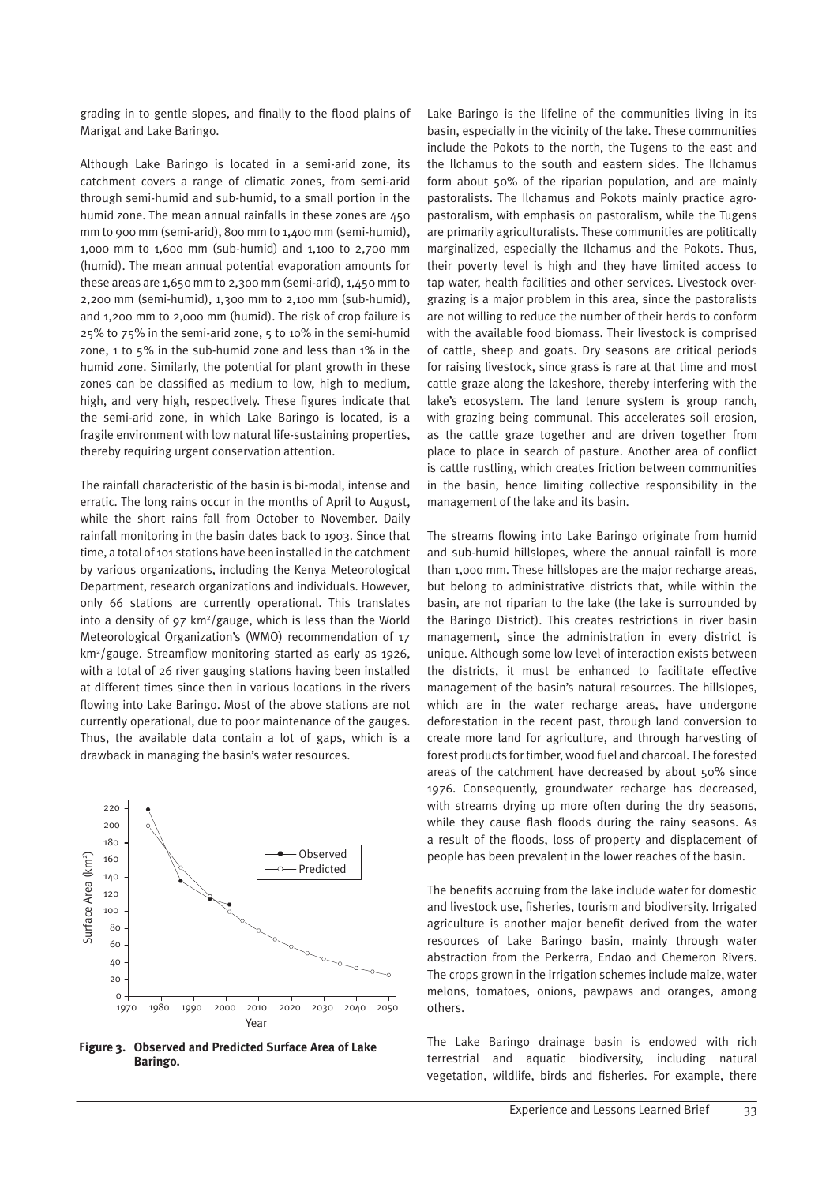grading in to gentle slopes, and finally to the flood plains of Marigat and Lake Baringo.

Although Lake Baringo is located in a semi-arid zone, its catchment covers a range of climatic zones, from semi-arid through semi-humid and sub-humid, to a small portion in the humid zone. The mean annual rainfalls in these zones are 450 mm to 900 mm (semi-arid), 800 mm to 1,400 mm (semi-humid), 1,000 mm to 1,600 mm (sub-humid) and 1,100 to 2,700 mm (humid). The mean annual potential evaporation amounts for these areas are 1,650 mm to 2,300 mm (semi-arid), 1,450 mm to 2,200 mm (semi-humid), 1,300 mm to 2,100 mm (sub-humid), and 1,200 mm to 2,000 mm (humid). The risk of crop failure is 25% to 75% in the semi-arid zone, 5 to 10% in the semi-humid zone, 1 to 5% in the sub-humid zone and less than 1% in the humid zone. Similarly, the potential for plant growth in these zones can be classified as medium to low, high to medium, high, and very high, respectively. These figures indicate that the semi-arid zone, in which Lake Baringo is located, is a fragile environment with low natural life-sustaining properties, thereby requiring urgent conservation attention.

The rainfall characteristic of the basin is bi-modal, intense and erratic. The long rains occur in the months of April to August, while the short rains fall from October to November. Daily rainfall monitoring in the basin dates back to 1903. Since that time, a total of 101 stations have been installed in the catchment by various organizations, including the Kenya Meteorological Department, research organizations and individuals. However, only 66 stations are currently operational. This translates into a density of 97 $km^2$/gauge, which is less than the World Meteorological Organization's (WMO) recommendation of 17 $km^2$/gauge. Streamflow monitoring started as early as 1926, with a total of 26 river gauging stations having been installed at different times since then in various locations in the rivers flowing into Lake Baringo. Most of the above stations are not currently operational, due to poor maintenance of the gauges. Thus, the available data contain a lot of gaps, which is a drawback in managing the basin's water resources.

**Figure 3. Observed and Predicted Surface Area of Lake Baringo.**

Lake Baringo is the lifeline of the communities living in its basin, especially in the vicinity of the lake. These communities include the Pokots to the north, the Tugens to the east and the Ilchamus to the south and eastern sides. The Ilchamus form about 50% of the riparian population, and are mainly pastoralists. The Ilchamus and Pokots mainly practice agro-pastoralism, with emphasis on pastoralism, while the Tugens are primarily agriculturalists. These communities are politically marginalized, especially the Ilchamus and the Pokots. Thus, their poverty level is high and they have limited access to tap water, health facilities and other services. Livestock over-grazing is a major problem in this area, since the pastoralists are not willing to reduce the number of their herds to conform with the available food biomass. Their livestock is comprised of cattle, sheep and goats. Dry seasons are critical periods for raising livestock, since grass is rare at that time and most cattle graze along the lakeshore, thereby interfering with the lake's ecosystem. The land tenure system is group ranch, with grazing being communal. This accelerates soil erosion, as the cattle graze together and are driven together from place to place in search of pasture. Another area of conflict is cattle rustling, which creates friction between communities in the basin, hence limiting collective responsibility in the management of the lake and its basin.

The streams flowing into Lake Baringo originate from humid and sub-humid hillslopes, where the annual rainfall is more than 1,000 mm. These hillslopes are the major recharge areas, but belong to administrative districts that, while within the basin, are not riparian to the lake (the lake is surrounded by the Baringo District). This creates restrictions in river basin management, since the administration in every district is unique. Although some low level of interaction exists between the districts, it must be enhanced to facilitate effective management of the basin's natural resources. The hillslopes, which are in the water recharge areas, have undergone deforestation in the recent past, through land conversion to create more land for agriculture, and through harvesting of forest products for timber, wood fuel and charcoal. The forested areas of the catchment have decreased by about 50% since 1976. Consequently, groundwater recharge has decreased, with streams drying up more often during the dry seasons, while they cause flash floods during the rainy seasons. As a result of the floods, loss of property and displacement of people has been prevalent in the lower reaches of the basin.

The benefits accruing from the lake include water for domestic and livestock use, fisheries, tourism and biodiversity. Irrigated agriculture is another major benefit derived from the water resources of Lake Baringo basin, mainly through water abstraction from the Perkerra, Endao and Chemeron Rivers. The crops grown in the irrigation schemes include maize, water melons, tomatoes, onions, pawpaws and oranges, among others.

The Lake Baringo drainage basin is endowed with rich terrestrial and aquatic biodiversity, including natural vegetation, wildlife, birds and fisheries. For example, there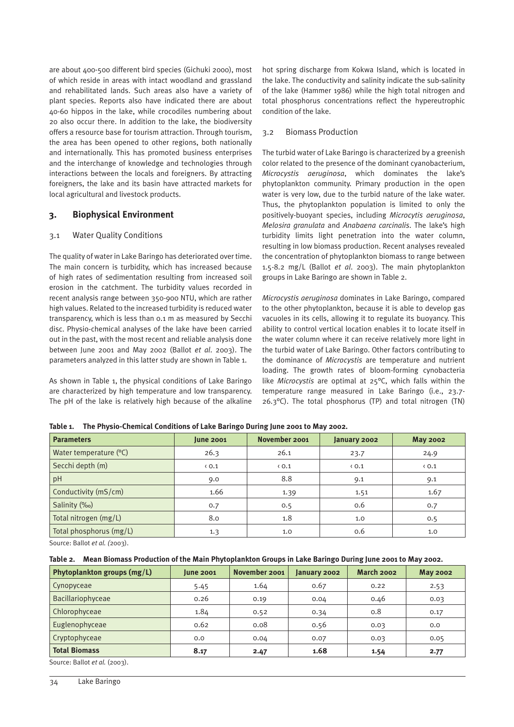are about 400-500 different bird species (Gichuki 2000), most of which reside in areas with intact woodland and grassland and rehabilitated lands. Such areas also have a variety of plant species. Reports also have indicated there are about 40-60 hippos in the lake, while crocodiles numbering about 20 also occur there. In addition to the lake, the biodiversity offers a resource base for tourism attraction. Through tourism, the area has been opened to other regions, both nationally and internationally. This has promoted business enterprises and the interchange of knowledge and technologies through interactions between the locals and foreigners. By attracting foreigners, the lake and its basin have attracted markets for local agricultural and livestock products.

## 3. Biophysical Environment

### 3.1 Water Quality Conditions

The quality of water in Lake Baringo has deteriorated over time. The main concern is turbidity, which has increased because of high rates of sedimentation resulting from increased soil erosion in the catchment. The turbidity values recorded in recent analysis range between 350-900 NTU, which are rather high values. Related to the increased turbidity is reduced water transparency, which is less than 0.1 m as measured by Secchi disc. Physio-chemical analyses of the lake have been carried out in the past, with the most recent and reliable analysis done between June 2001 and May 2002 (Ballot *et al.* 2003). The parameters analyzed in this latter study are shown in Table 1.

As shown in Table 1, the physical conditions of Lake Baringo are characterized by high temperature and low transparency. The pH of the lake is relatively high because of the alkaline hot spring discharge from Kokwa Island, which is located in the lake. The conductivity and salinity indicate the sub-salinity of the lake (Hammer 1986) while the high total nitrogen and total phosphorus concentrations reflect the hypereutrophic condition of the lake.

### 3.2 Biomass Production

The turbid water of Lake Baringo is characterized by a greenish color related to the presence of the dominant cyanobacterium, *Microcystis aeruginosa*, which dominates the lake's phytoplankton community. Primary production in the open water is very low, due to the turbid nature of the lake water. Thus, the phytoplankton population is limited to only the positively-buoyant species, including *Microcytis aeruginosa*, *Melosira granulata* and *Anabaena carcinalis*. The lake's high turbidity limits light penetration into the water column, resulting in low biomass production. Recent analyses revealed the concentration of phytoplankton biomass to range between 1.5-8.2 mg/L (Ballot *et al.* 2003). The main phytoplankton groups in Lake Baringo are shown in Table 2.

*Microcystis aeruginosa* dominates in Lake Baringo, compared to the other phytoplankton, because it is able to develop gas vacuoles in its cells, allowing it to regulate its buoyancy. This ability to control vertical location enables it to locate itself in the water column where it can receive relatively more light in the turbid water of Lake Baringo. Other factors contributing to the dominance of *Microcystis* are temperature and nutrient loading. The growth rates of bloom-forming cynobacteria like *Microcystis* are optimal at 25°C, which falls within the temperature range measured in Lake Baringo (i.e., 23.7-26.3°C). The total phosphorus (TP) and total nitrogen (TN)

**Table 1. The Physio-Chemical Conditions of Lake Baringo During June 2001 to May 2002.**

| Parameters | June 2001 | November 2001 | January 2002 | May 2002 |
|---|---|---|---|---|
| Water temperature (°C) | 26.3 | 26.1 | 23.7 | 24.9 |
| Secchi depth (m) | ‹ 0.1 | ‹ 0.1 | ‹ 0.1 | ‹ 0.1 |
| pH | 9.0 | 8.8 | 9.1 | 9.1 |
| Conductivity (mS/cm) | 1.66 | 1.39 | 1.51 | 1.67 |
| Salinity (‰) | 0.7 | 0.5 | 0.6 | 0.7 |
| Total nitrogen (mg/L) | 8.0 | 1.8 | 1.0 | 0.5 |
| Total phosphorus (mg/L) | 1.3 | 1.0 | 0.6 | 1.0 |

Source: Ballot *et al. (*2003).

**Table 2. Mean Biomass Production of the Main Phytoplankton Groups in Lake Baringo During June 2001 to May 2002.**

| Phytoplankton groups (mg/L) | June 2001 | November 2001 | January 2002 | March 2002 | May 2002 |
|---|---|---|---|---|---|
| Cynopyceae | 5.45 | 1.64 | 0.67 | 0.22 | 2.53 |
| Bacillariophyceae | 0.26 | 0.19 | 0.04 | 0.46 | 0.03 |
| Chlorophyceae | 1.84 | 0.52 | 0.34 | 0.8 | 0.17 |
| Euglenophyceae | 0.62 | 0.08 | 0.56 | 0.03 | 0.0 |
| Cryptophyceae | 0.0 | 0.04 | 0.07 | 0.03 | 0.05 |
| **Total Biomass** | **8.17** | **2.47** | **1.68** | **1.54** | **2.77** |

Source: Ballot *et al.* (2003).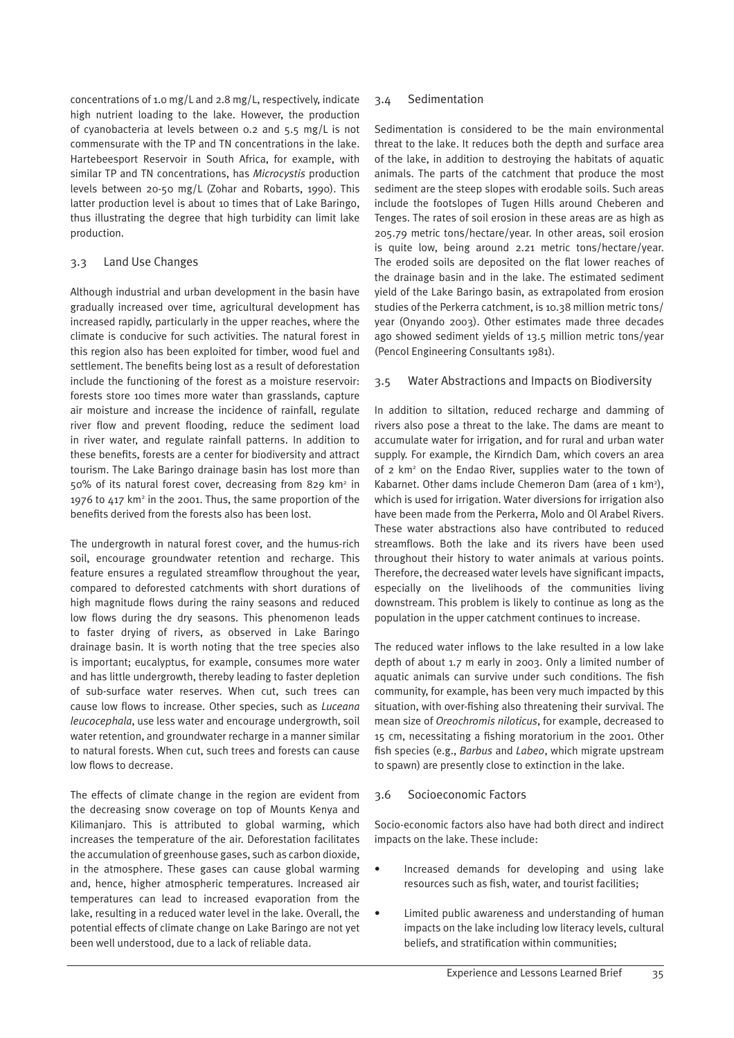concentrations of 1.0 mg/L and 2.8 mg/L, respectively, indicate high nutrient loading to the lake. However, the production of cyanobacteria at levels between 0.2 and 5.5 mg/L is not commensurate with the TP and TN concentrations in the lake. Hartebeesport Reservoir in South Africa, for example, with similar TP and TN concentrations, has *Microcystis* production levels between 20-50 mg/L (Zohar and Robarts, 1990). This latter production level is about 10 times that of Lake Baringo, thus illustrating the degree that high turbidity can limit lake production.

## 3.3 Land Use Changes

Although industrial and urban development in the basin have gradually increased over time, agricultural development has increased rapidly, particularly in the upper reaches, where the climate is conducive for such activities. The natural forest in this region also has been exploited for timber, wood fuel and settlement. The benefits being lost as a result of deforestation include the functioning of the forest as a moisture reservoir: forests store 100 times more water than grasslands, capture air moisture and increase the incidence of rainfall, regulate river flow and prevent flooding, reduce the sediment load in river water, and regulate rainfall patterns. In addition to these benefits, forests are a center for biodiversity and attract tourism. The Lake Baringo drainage basin has lost more than 50% of its natural forest cover, decreasing from 829 km$^2$ in 1976 to 417 km$^2$ in the 2001. Thus, the same proportion of the benefits derived from the forests also has been lost.

The undergrowth in natural forest cover, and the humus-rich soil, encourage groundwater retention and recharge. This feature ensures a regulated streamflow throughout the year, compared to deforested catchments with short durations of high magnitude flows during the rainy seasons and reduced low flows during the dry seasons. This phenomenon leads to faster drying of rivers, as observed in Lake Baringo drainage basin. It is worth noting that the tree species also is important; eucalyptus, for example, consumes more water and has little undergrowth, thereby leading to faster depletion of sub-surface water reserves. When cut, such trees can cause low flows to increase. Other species, such as *Luceana leucocephala*, use less water and encourage undergrowth, soil water retention, and groundwater recharge in a manner similar to natural forests. When cut, such trees and forests can cause low flows to decrease.

The effects of climate change in the region are evident from the decreasing snow coverage on top of Mounts Kenya and Kilimanjaro. This is attributed to global warming, which increases the temperature of the air. Deforestation facilitates the accumulation of greenhouse gases, such as carbon dioxide, in the atmosphere. These gases can cause global warming and, hence, higher atmospheric temperatures. Increased air temperatures can lead to increased evaporation from the lake, resulting in a reduced water level in the lake. Overall, the potential effects of climate change on Lake Baringo are not yet been well understood, due to a lack of reliable data.

## 3.4 Sedimentation

Sedimentation is considered to be the main environmental threat to the lake. It reduces both the depth and surface area of the lake, in addition to destroying the habitats of aquatic animals. The parts of the catchment that produce the most sediment are the steep slopes with erodable soils. Such areas include the footslopes of Tugen Hills around Cheberen and Tenges. The rates of soil erosion in these areas are as high as 205.79 metric tons/hectare/year. In other areas, soil erosion is quite low, being around 2.21 metric tons/hectare/year. The eroded soils are deposited on the flat lower reaches of the drainage basin and in the lake. The estimated sediment yield of the Lake Baringo basin, as extrapolated from erosion studies of the Perkerra catchment, is 10.38 million metric tons/year (Onyando 2003). Other estimates made three decades ago showed sediment yields of 13.5 million metric tons/year (Pencol Engineering Consultants 1981).

## 3.5 Water Abstractions and Impacts on Biodiversity

In addition to siltation, reduced recharge and damming of rivers also pose a threat to the lake. The dams are meant to accumulate water for irrigation, and for rural and urban water supply. For example, the Kirndich Dam, which covers an area of 2 km$^2$ on the Endao River, supplies water to the town of Kabarnet. Other dams include Chemeron Dam (area of 1 km$^2$), which is used for irrigation. Water diversions for irrigation also have been made from the Perkerra, Molo and Ol Arabel Rivers. These water abstractions also have contributed to reduced streamflows. Both the lake and its rivers have been used throughout their history to water animals at various points. Therefore, the decreased water levels have significant impacts, especially on the livelihoods of the communities living downstream. This problem is likely to continue as long as the population in the upper catchment continues to increase.

The reduced water inflows to the lake resulted in a low lake depth of about 1.7 m early in 2003. Only a limited number of aquatic animals can survive under such conditions. The fish community, for example, has been very much impacted by this situation, with over-fishing also threatening their survival. The mean size of *Oreochromis niloticus*, for example, decreased to 15 cm, necessitating a fishing moratorium in the 2001. Other fish species (e.g., *Barbus* and *Labeo*, which migrate upstream to spawn) are presently close to extinction in the lake.

## 3.6 Socioeconomic Factors

Socio-economic factors also have had both direct and indirect impacts on the lake. These include:

- Increased demands for developing and using lake resources such as fish, water, and tourist facilities;
- Limited public awareness and understanding of human impacts on the lake including low literacy levels, cultural beliefs, and stratification within communities;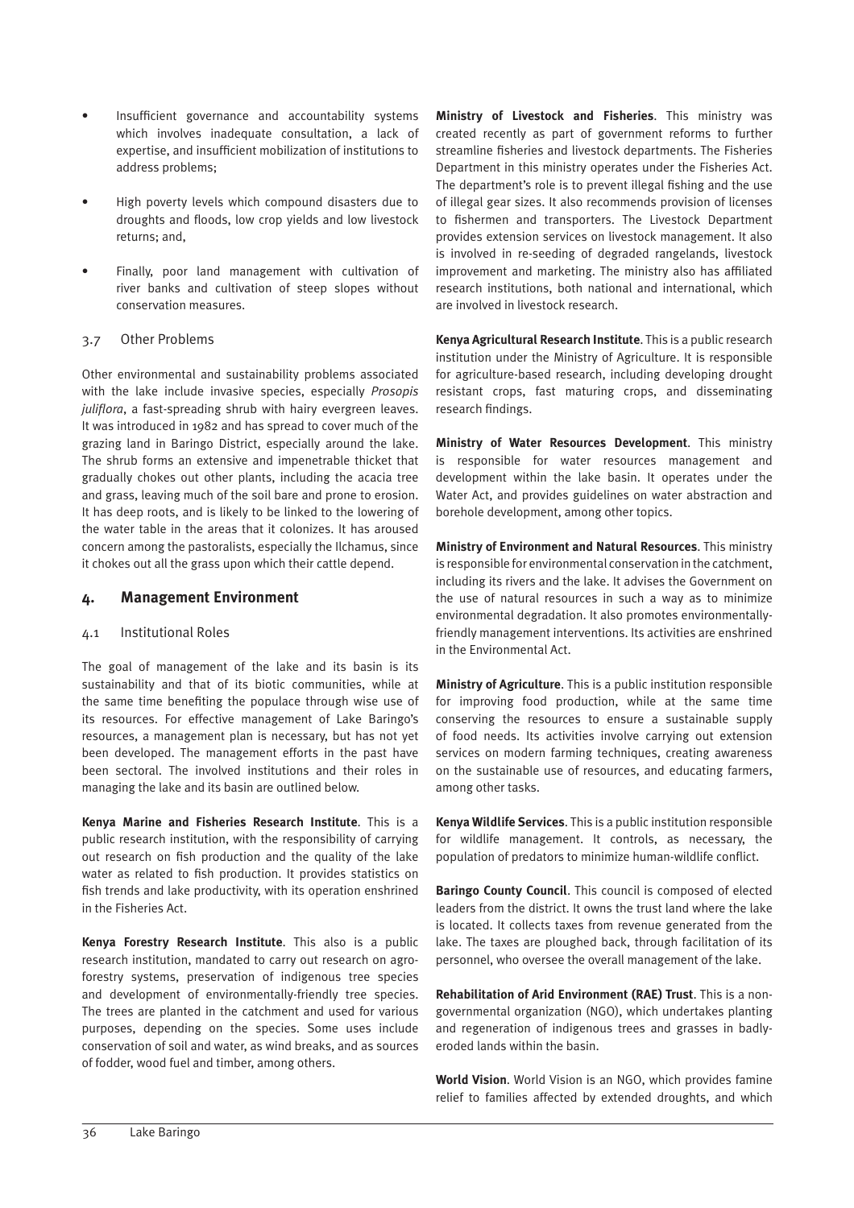- Insufficient governance and accountability systems which involves inadequate consultation, a lack of expertise, and insufficient mobilization of institutions to address problems;
- High poverty levels which compound disasters due to droughts and floods, low crop yields and low livestock returns; and,
- Finally, poor land management with cultivation of river banks and cultivation of steep slopes without conservation measures.

### 3.7 Other Problems

Other environmental and sustainability problems associated with the lake include invasive species, especially *Prosopis juliflora*, a fast-spreading shrub with hairy evergreen leaves. It was introduced in 1982 and has spread to cover much of the grazing land in Baringo District, especially around the lake. The shrub forms an extensive and impenetrable thicket that gradually chokes out other plants, including the acacia tree and grass, leaving much of the soil bare and prone to erosion. It has deep roots, and is likely to be linked to the lowering of the water table in the areas that it colonizes. It has aroused concern among the pastoralists, especially the Ilchamus, since it chokes out all the grass upon which their cattle depend.

## 4. Management Environment

### 4.1 Institutional Roles

The goal of management of the lake and its basin is its sustainability and that of its biotic communities, while at the same time benefiting the populace through wise use of its resources. For effective management of Lake Baringo's resources, a management plan is necessary, but has not yet been developed. The management efforts in the past have been sectoral. The involved institutions and their roles in managing the lake and its basin are outlined below.

**Kenya Marine and Fisheries Research Institute**. This is a public research institution, with the responsibility of carrying out research on fish production and the quality of the lake water as related to fish production. It provides statistics on fish trends and lake productivity, with its operation enshrined in the Fisheries Act.

**Kenya Forestry Research Institute**. This also is a public research institution, mandated to carry out research on agro-forestry systems, preservation of indigenous tree species and development of environmentally-friendly tree species. The trees are planted in the catchment and used for various purposes, depending on the species. Some uses include conservation of soil and water, as wind breaks, and as sources of fodder, wood fuel and timber, among others.

**Ministry of Livestock and Fisheries**. This ministry was created recently as part of government reforms to further streamline fisheries and livestock departments. The Fisheries Department in this ministry operates under the Fisheries Act. The department's role is to prevent illegal fishing and the use of illegal gear sizes. It also recommends provision of licenses to fishermen and transporters. The Livestock Department provides extension services on livestock management. It also is involved in re-seeding of degraded rangelands, livestock improvement and marketing. The ministry also has affiliated research institutions, both national and international, which are involved in livestock research.

**Kenya Agricultural Research Institute**. This is a public research institution under the Ministry of Agriculture. It is responsible for agriculture-based research, including developing drought resistant crops, fast maturing crops, and disseminating research findings.

**Ministry of Water Resources Development**. This ministry is responsible for water resources management and development within the lake basin. It operates under the Water Act, and provides guidelines on water abstraction and borehole development, among other topics.

**Ministry of Environment and Natural Resources**. This ministry is responsible for environmental conservation in the catchment, including its rivers and the lake. It advises the Government on the use of natural resources in such a way as to minimize environmental degradation. It also promotes environmentally-friendly management interventions. Its activities are enshrined in the Environmental Act.

**Ministry of Agriculture**. This is a public institution responsible for improving food production, while at the same time conserving the resources to ensure a sustainable supply of food needs. Its activities involve carrying out extension services on modern farming techniques, creating awareness on the sustainable use of resources, and educating farmers, among other tasks.

**Kenya Wildlife Services**. This is a public institution responsible for wildlife management. It controls, as necessary, the population of predators to minimize human-wildlife conflict.

**Baringo County Council**. This council is composed of elected leaders from the district. It owns the trust land where the lake is located. It collects taxes from revenue generated from the lake. The taxes are ploughed back, through facilitation of its personnel, who oversee the overall management of the lake.

**Rehabilitation of Arid Environment (RAE) Trust**. This is a non-governmental organization (NGO), which undertakes planting and regeneration of indigenous trees and grasses in badly-eroded lands within the basin.

**World Vision**. World Vision is an NGO, which provides famine relief to families affected by extended droughts, and which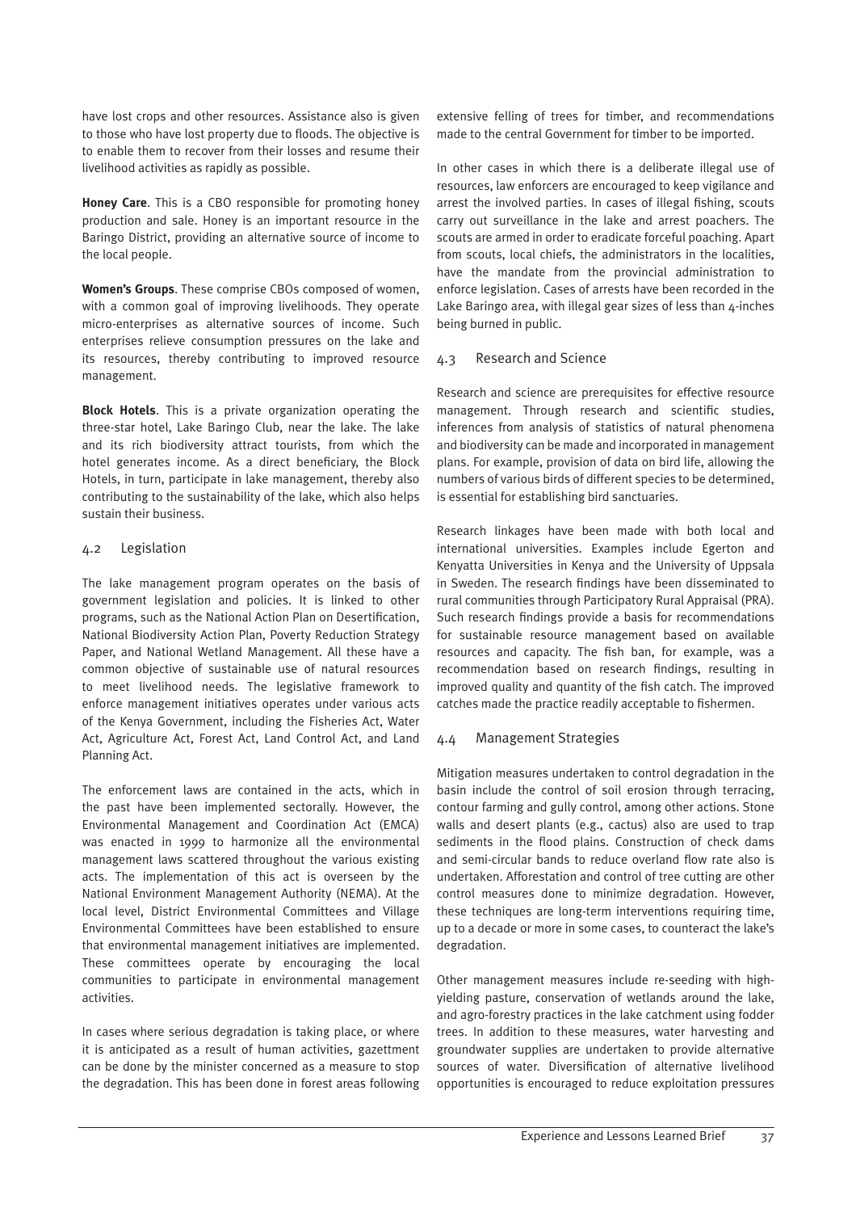have lost crops and other resources. Assistance also is given to those who have lost property due to floods. The objective is to enable them to recover from their losses and resume their livelihood activities as rapidly as possible.

**Honey Care**. This is a CBO responsible for promoting honey production and sale. Honey is an important resource in the Baringo District, providing an alternative source of income to the local people.

**Women's Groups**. These comprise CBOs composed of women, with a common goal of improving livelihoods. They operate micro-enterprises as alternative sources of income. Such enterprises relieve consumption pressures on the lake and its resources, thereby contributing to improved resource management.

**Block Hotels**. This is a private organization operating the three-star hotel, Lake Baringo Club, near the lake. The lake and its rich biodiversity attract tourists, from which the hotel generates income. As a direct beneficiary, the Block Hotels, in turn, participate in lake management, thereby also contributing to the sustainability of the lake, which also helps sustain their business.

### 4.2 Legislation

The lake management program operates on the basis of government legislation and policies. It is linked to other programs, such as the National Action Plan on Desertification, National Biodiversity Action Plan, Poverty Reduction Strategy Paper, and National Wetland Management. All these have a common objective of sustainable use of natural resources to meet livelihood needs. The legislative framework to enforce management initiatives operates under various acts of the Kenya Government, including the Fisheries Act, Water Act, Agriculture Act, Forest Act, Land Control Act, and Land Planning Act.

The enforcement laws are contained in the acts, which in the past have been implemented sectorally. However, the Environmental Management and Coordination Act (EMCA) was enacted in 1999 to harmonize all the environmental management laws scattered throughout the various existing acts. The implementation of this act is overseen by the National Environment Management Authority (NEMA). At the local level, District Environmental Committees and Village Environmental Committees have been established to ensure that environmental management initiatives are implemented. These committees operate by encouraging the local communities to participate in environmental management activities.

In cases where serious degradation is taking place, or where it is anticipated as a result of human activities, gazettment can be done by the minister concerned as a measure to stop the degradation. This has been done in forest areas following extensive felling of trees for timber, and recommendations made to the central Government for timber to be imported.

In other cases in which there is a deliberate illegal use of resources, law enforcers are encouraged to keep vigilance and arrest the involved parties. In cases of illegal fishing, scouts carry out surveillance in the lake and arrest poachers. The scouts are armed in order to eradicate forceful poaching. Apart from scouts, local chiefs, the administrators in the localities, have the mandate from the provincial administration to enforce legislation. Cases of arrests have been recorded in the Lake Baringo area, with illegal gear sizes of less than 4-inches being burned in public.

### 4.3 Research and Science

Research and science are prerequisites for effective resource management. Through research and scientific studies, inferences from analysis of statistics of natural phenomena and biodiversity can be made and incorporated in management plans. For example, provision of data on bird life, allowing the numbers of various birds of different species to be determined, is essential for establishing bird sanctuaries.

Research linkages have been made with both local and international universities. Examples include Egerton and Kenyatta Universities in Kenya and the University of Uppsala in Sweden. The research findings have been disseminated to rural communities through Participatory Rural Appraisal (PRA). Such research findings provide a basis for recommendations for sustainable resource management based on available resources and capacity. The fish ban, for example, was a recommendation based on research findings, resulting in improved quality and quantity of the fish catch. The improved catches made the practice readily acceptable to fishermen.

### 4.4 Management Strategies

Mitigation measures undertaken to control degradation in the basin include the control of soil erosion through terracing, contour farming and gully control, among other actions. Stone walls and desert plants (e.g., cactus) also are used to trap sediments in the flood plains. Construction of check dams and semi-circular bands to reduce overland flow rate also is undertaken. Afforestation and control of tree cutting are other control measures done to minimize degradation. However, these techniques are long-term interventions requiring time, up to a decade or more in some cases, to counteract the lake's degradation.

Other management measures include re-seeding with high-yielding pasture, conservation of wetlands around the lake, and agro-forestry practices in the lake catchment using fodder trees. In addition to these measures, water harvesting and groundwater supplies are undertaken to provide alternative sources of water. Diversification of alternative livelihood opportunities is encouraged to reduce exploitation pressures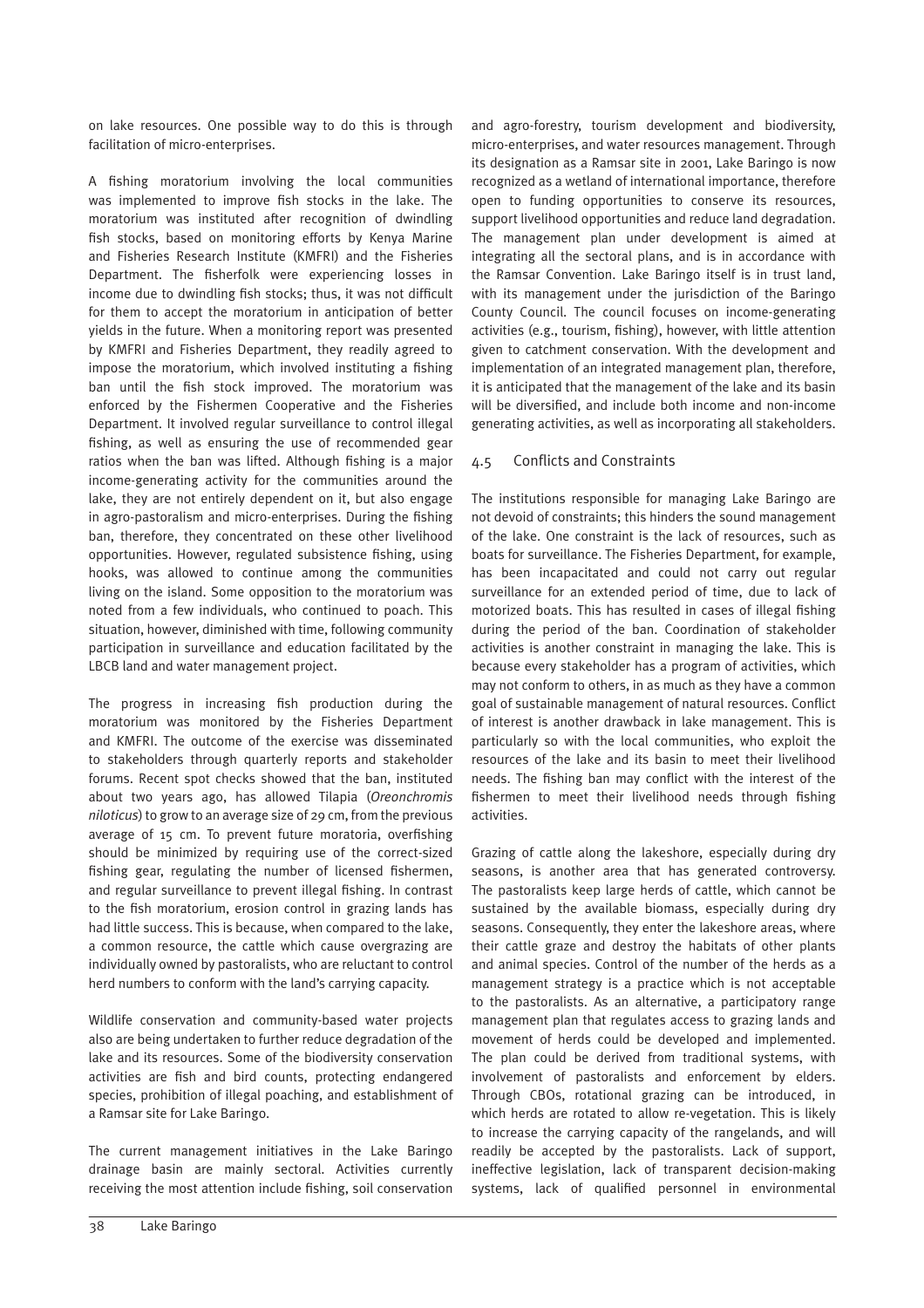on lake resources. One possible way to do this is through facilitation of micro-enterprises.

A fishing moratorium involving the local communities was implemented to improve fish stocks in the lake. The moratorium was instituted after recognition of dwindling fish stocks, based on monitoring efforts by Kenya Marine and Fisheries Research Institute (KMFRI) and the Fisheries Department. The fisherfolk were experiencing losses in income due to dwindling fish stocks; thus, it was not difficult for them to accept the moratorium in anticipation of better yields in the future. When a monitoring report was presented by KMFRI and Fisheries Department, they readily agreed to impose the moratorium, which involved instituting a fishing ban until the fish stock improved. The moratorium was enforced by the Fishermen Cooperative and the Fisheries Department. It involved regular surveillance to control illegal fishing, as well as ensuring the use of recommended gear ratios when the ban was lifted. Although fishing is a major income-generating activity for the communities around the lake, they are not entirely dependent on it, but also engage in agro-pastoralism and micro-enterprises. During the fishing ban, therefore, they concentrated on these other livelihood opportunities. However, regulated subsistence fishing, using hooks, was allowed to continue among the communities living on the island. Some opposition to the moratorium was noted from a few individuals, who continued to poach. This situation, however, diminished with time, following community participation in surveillance and education facilitated by the LBCB land and water management project.

The progress in increasing fish production during the moratorium was monitored by the Fisheries Department and KMFRI. The outcome of the exercise was disseminated to stakeholders through quarterly reports and stakeholder forums. Recent spot checks showed that the ban, instituted about two years ago, has allowed Tilapia (*Oreonchromis niloticus*) to grow to an average size of 29 cm, from the previous average of 15 cm. To prevent future moratoria, overfishing should be minimized by requiring use of the correct-sized fishing gear, regulating the number of licensed fishermen, and regular surveillance to prevent illegal fishing. In contrast to the fish moratorium, erosion control in grazing lands has had little success. This is because, when compared to the lake, a common resource, the cattle which cause overgrazing are individually owned by pastoralists, who are reluctant to control herd numbers to conform with the land's carrying capacity.

Wildlife conservation and community-based water projects also are being undertaken to further reduce degradation of the lake and its resources. Some of the biodiversity conservation activities are fish and bird counts, protecting endangered species, prohibition of illegal poaching, and establishment of a Ramsar site for Lake Baringo.

The current management initiatives in the Lake Baringo drainage basin are mainly sectoral. Activities currently receiving the most attention include fishing, soil conservation and agro-forestry, tourism development and biodiversity, micro-enterprises, and water resources management. Through its designation as a Ramsar site in 2001, Lake Baringo is now recognized as a wetland of international importance, therefore open to funding opportunities to conserve its resources, support livelihood opportunities and reduce land degradation. The management plan under development is aimed at integrating all the sectoral plans, and is in accordance with the Ramsar Convention. Lake Baringo itself is in trust land, with its management under the jurisdiction of the Baringo County Council. The council focuses on income-generating activities (e.g., tourism, fishing), however, with little attention given to catchment conservation. With the development and implementation of an integrated management plan, therefore, it is anticipated that the management of the lake and its basin will be diversified, and include both income and non-income generating activities, as well as incorporating all stakeholders.

## 4.5 Conflicts and Constraints

The institutions responsible for managing Lake Baringo are not devoid of constraints; this hinders the sound management of the lake. One constraint is the lack of resources, such as boats for surveillance. The Fisheries Department, for example, has been incapacitated and could not carry out regular surveillance for an extended period of time, due to lack of motorized boats. This has resulted in cases of illegal fishing during the period of the ban. Coordination of stakeholder activities is another constraint in managing the lake. This is because every stakeholder has a program of activities, which may not conform to others, in as much as they have a common goal of sustainable management of natural resources. Conflict of interest is another drawback in lake management. This is particularly so with the local communities, who exploit the resources of the lake and its basin to meet their livelihood needs. The fishing ban may conflict with the interest of the fishermen to meet their livelihood needs through fishing activities.

Grazing of cattle along the lakeshore, especially during dry seasons, is another area that has generated controversy. The pastoralists keep large herds of cattle, which cannot be sustained by the available biomass, especially during dry seasons. Consequently, they enter the lakeshore areas, where their cattle graze and destroy the habitats of other plants and animal species. Control of the number of the herds as a management strategy is a practice which is not acceptable to the pastoralists. As an alternative, a participatory range management plan that regulates access to grazing lands and movement of herds could be developed and implemented. The plan could be derived from traditional systems, with involvement of pastoralists and enforcement by elders. Through CBOs, rotational grazing can be introduced, in which herds are rotated to allow re-vegetation. This is likely to increase the carrying capacity of the rangelands, and will readily be accepted by the pastoralists. Lack of support, ineffective legislation, lack of transparent decision-making systems, lack of qualified personnel in environmental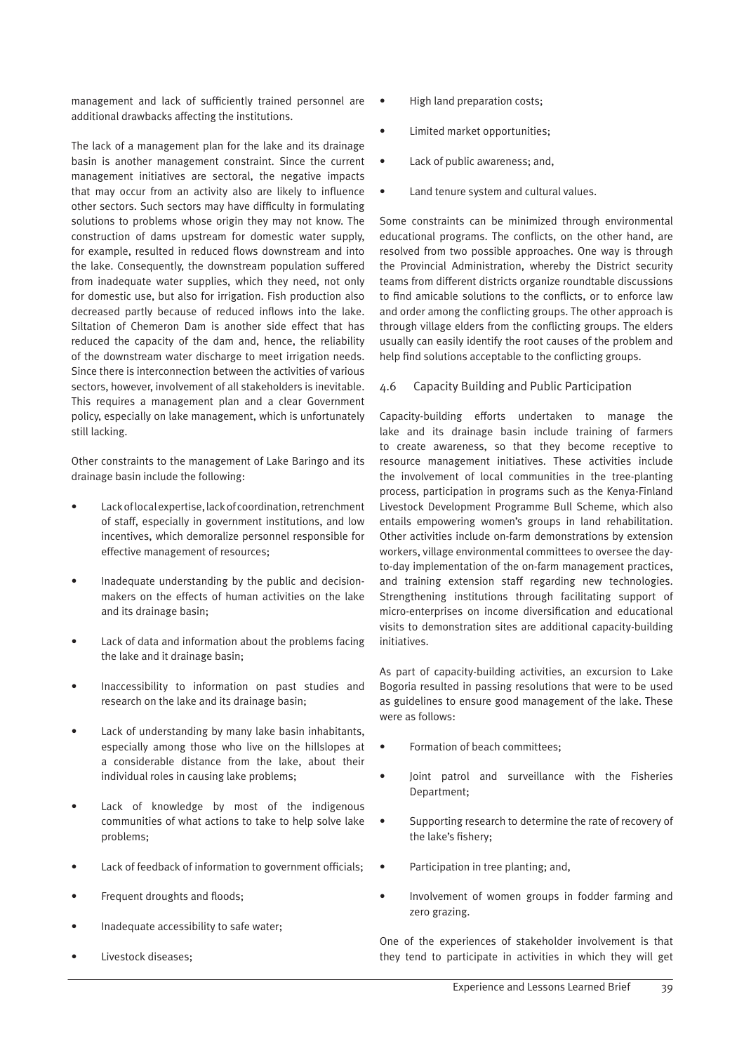management and lack of sufficiently trained personnel are additional drawbacks affecting the institutions.

The lack of a management plan for the lake and its drainage basin is another management constraint. Since the current management initiatives are sectoral, the negative impacts that may occur from an activity also are likely to influence other sectors. Such sectors may have difficulty in formulating solutions to problems whose origin they may not know. The construction of dams upstream for domestic water supply, for example, resulted in reduced flows downstream and into the lake. Consequently, the downstream population suffered from inadequate water supplies, which they need, not only for domestic use, but also for irrigation. Fish production also decreased partly because of reduced inflows into the lake. Siltation of Chemeron Dam is another side effect that has reduced the capacity of the dam and, hence, the reliability of the downstream water discharge to meet irrigation needs. Since there is interconnection between the activities of various sectors, however, involvement of all stakeholders is inevitable. This requires a management plan and a clear Government policy, especially on lake management, which is unfortunately still lacking.

Other constraints to the management of Lake Baringo and its drainage basin include the following:

- Lack of local expertise, lack of coordination, retrenchment of staff, especially in government institutions, and low incentives, which demoralize personnel responsible for effective management of resources;
- Inadequate understanding by the public and decision-makers on the effects of human activities on the lake and its drainage basin;
- Lack of data and information about the problems facing the lake and it drainage basin;
- Inaccessibility to information on past studies and research on the lake and its drainage basin;
- Lack of understanding by many lake basin inhabitants, especially among those who live on the hillslopes at a considerable distance from the lake, about their individual roles in causing lake problems;
- Lack of knowledge by most of the indigenous communities of what actions to take to help solve lake problems;
- Lack of feedback of information to government officials;
- Frequent droughts and floods;
- Inadequate accessibility to safe water;
- Livestock diseases;
- High land preparation costs;
- Limited market opportunities;
- Lack of public awareness; and,
- Land tenure system and cultural values.

Some constraints can be minimized through environmental educational programs. The conflicts, on the other hand, are resolved from two possible approaches. One way is through the Provincial Administration, whereby the District security teams from different districts organize roundtable discussions to find amicable solutions to the conflicts, or to enforce law and order among the conflicting groups. The other approach is through village elders from the conflicting groups. The elders usually can easily identify the root causes of the problem and help find solutions acceptable to the conflicting groups.

## 4.6 Capacity Building and Public Participation

Capacity-building efforts undertaken to manage the lake and its drainage basin include training of farmers to create awareness, so that they become receptive to resource management initiatives. These activities include the involvement of local communities in the tree-planting process, participation in programs such as the Kenya-Finland Livestock Development Programme Bull Scheme, which also entails empowering women's groups in land rehabilitation. Other activities include on-farm demonstrations by extension workers, village environmental committees to oversee the day-to-day implementation of the on-farm management practices, and training extension staff regarding new technologies. Strengthening institutions through facilitating support of micro-enterprises on income diversification and educational visits to demonstration sites are additional capacity-building initiatives.

As part of capacity-building activities, an excursion to Lake Bogoria resulted in passing resolutions that were to be used as guidelines to ensure good management of the lake. These were as follows:

- Formation of beach committees;
- Joint patrol and surveillance with the Fisheries Department;
- Supporting research to determine the rate of recovery of the lake's fishery;
- Participation in tree planting; and,
- Involvement of women groups in fodder farming and zero grazing.

One of the experiences of stakeholder involvement is that they tend to participate in activities in which they will get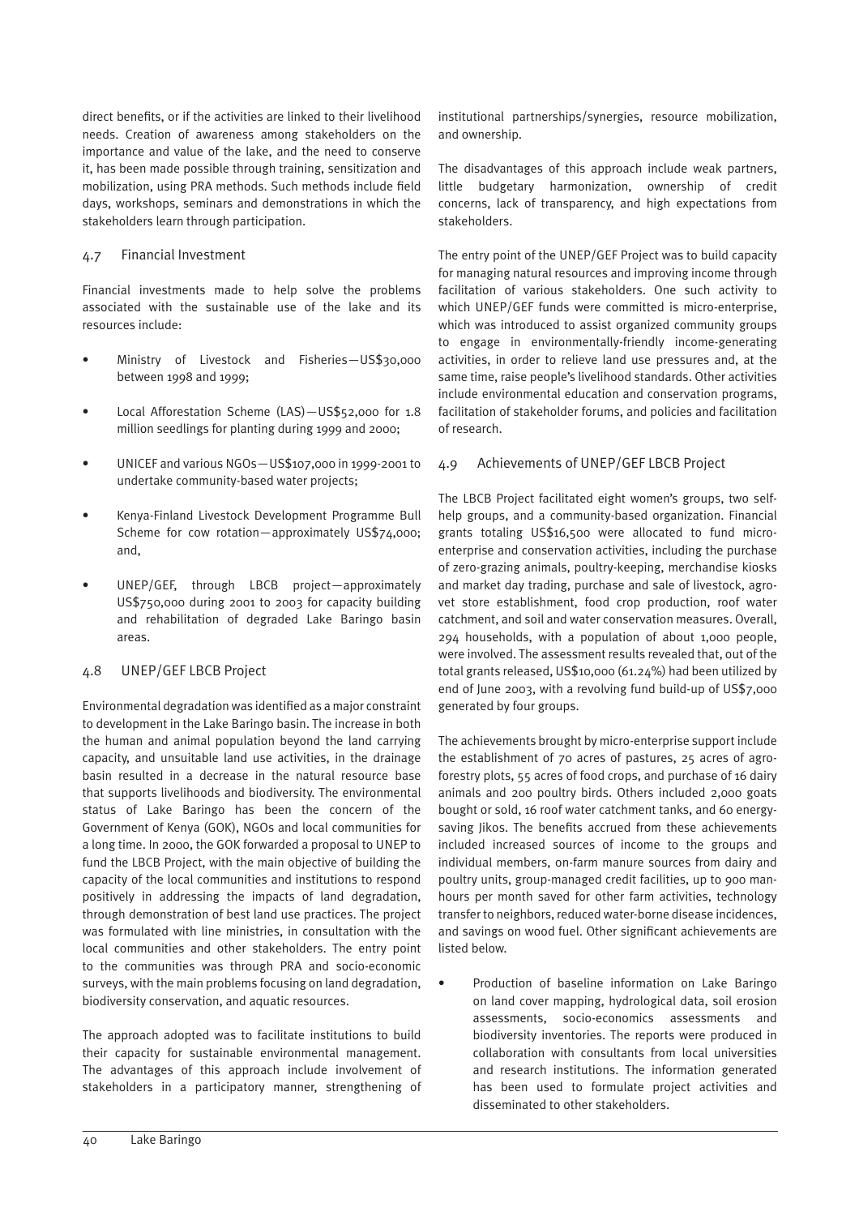direct benefits, or if the activities are linked to their livelihood needs. Creation of awareness among stakeholders on the importance and value of the lake, and the need to conserve it, has been made possible through training, sensitization and mobilization, using PRA methods. Such methods include field days, workshops, seminars and demonstrations in which the stakeholders learn through participation.

## 4.7 Financial Investment

Financial investments made to help solve the problems associated with the sustainable use of the lake and its resources include:

- Ministry of Livestock and Fisheries—US$30,000 between 1998 and 1999;
- Local Afforestation Scheme (LAS)—US$52,000 for 1.8 million seedlings for planting during 1999 and 2000;
- UNICEF and various NGOs—US$107,000 in 1999-2001 to undertake community-based water projects;
- Kenya-Finland Livestock Development Programme Bull Scheme for cow rotation—approximately US$74,000; and,
- UNEP/GEF, through LBCB project—approximately US$750,000 during 2001 to 2003 for capacity building and rehabilitation of degraded Lake Baringo basin areas.

## 4.8 UNEP/GEF LBCB Project

Environmental degradation was identified as a major constraint to development in the Lake Baringo basin. The increase in both the human and animal population beyond the land carrying capacity, and unsuitable land use activities, in the drainage basin resulted in a decrease in the natural resource base that supports livelihoods and biodiversity. The environmental status of Lake Baringo has been the concern of the Government of Kenya (GOK), NGOs and local communities for a long time. In 2000, the GOK forwarded a proposal to UNEP to fund the LBCB Project, with the main objective of building the capacity of the local communities and institutions to respond positively in addressing the impacts of land degradation, through demonstration of best land use practices. The project was formulated with line ministries, in consultation with the local communities and other stakeholders. The entry point to the communities was through PRA and socio-economic surveys, with the main problems focusing on land degradation, biodiversity conservation, and aquatic resources.

The approach adopted was to facilitate institutions to build their capacity for sustainable environmental management. The advantages of this approach include involvement of stakeholders in a participatory manner, strengthening of institutional partnerships/synergies, resource mobilization, and ownership.

The disadvantages of this approach include weak partners, little budgetary harmonization, ownership of credit concerns, lack of transparency, and high expectations from stakeholders.

The entry point of the UNEP/GEF Project was to build capacity for managing natural resources and improving income through facilitation of various stakeholders. One such activity to which UNEP/GEF funds were committed is micro-enterprise, which was introduced to assist organized community groups to engage in environmentally-friendly income-generating activities, in order to relieve land use pressures and, at the same time, raise people's livelihood standards. Other activities include environmental education and conservation programs, facilitation of stakeholder forums, and policies and facilitation of research.

## 4.9 Achievements of UNEP/GEF LBCB Project

The LBCB Project facilitated eight women's groups, two self-help groups, and a community-based organization. Financial grants totaling US$16,500 were allocated to fund micro-enterprise and conservation activities, including the purchase of zero-grazing animals, poultry-keeping, merchandise kiosks and market day trading, purchase and sale of livestock, agro-vet store establishment, food crop production, roof water catchment, and soil and water conservation measures. Overall, 294 households, with a population of about 1,000 people, were involved. The assessment results revealed that, out of the total grants released, US$10,000 (61.24%) had been utilized by end of June 2003, with a revolving fund build-up of US$7,000 generated by four groups.

The achievements brought by micro-enterprise support include the establishment of 70 acres of pastures, 25 acres of agro-forestry plots, 55 acres of food crops, and purchase of 16 dairy animals and 200 poultry birds. Others included 2,000 goats bought or sold, 16 roof water catchment tanks, and 60 energy-saving Jikos. The benefits accrued from these achievements included increased sources of income to the groups and individual members, on-farm manure sources from dairy and poultry units, group-managed credit facilities, up to 900 man-hours per month saved for other farm activities, technology transfer to neighbors, reduced water-borne disease incidences, and savings on wood fuel. Other significant achievements are listed below.

- Production of baseline information on Lake Baringo on land cover mapping, hydrological data, soil erosion assessments, socio-economics assessments and biodiversity inventories. The reports were produced in collaboration with consultants from local universities and research institutions. The information generated has been used to formulate project activities and disseminated to other stakeholders.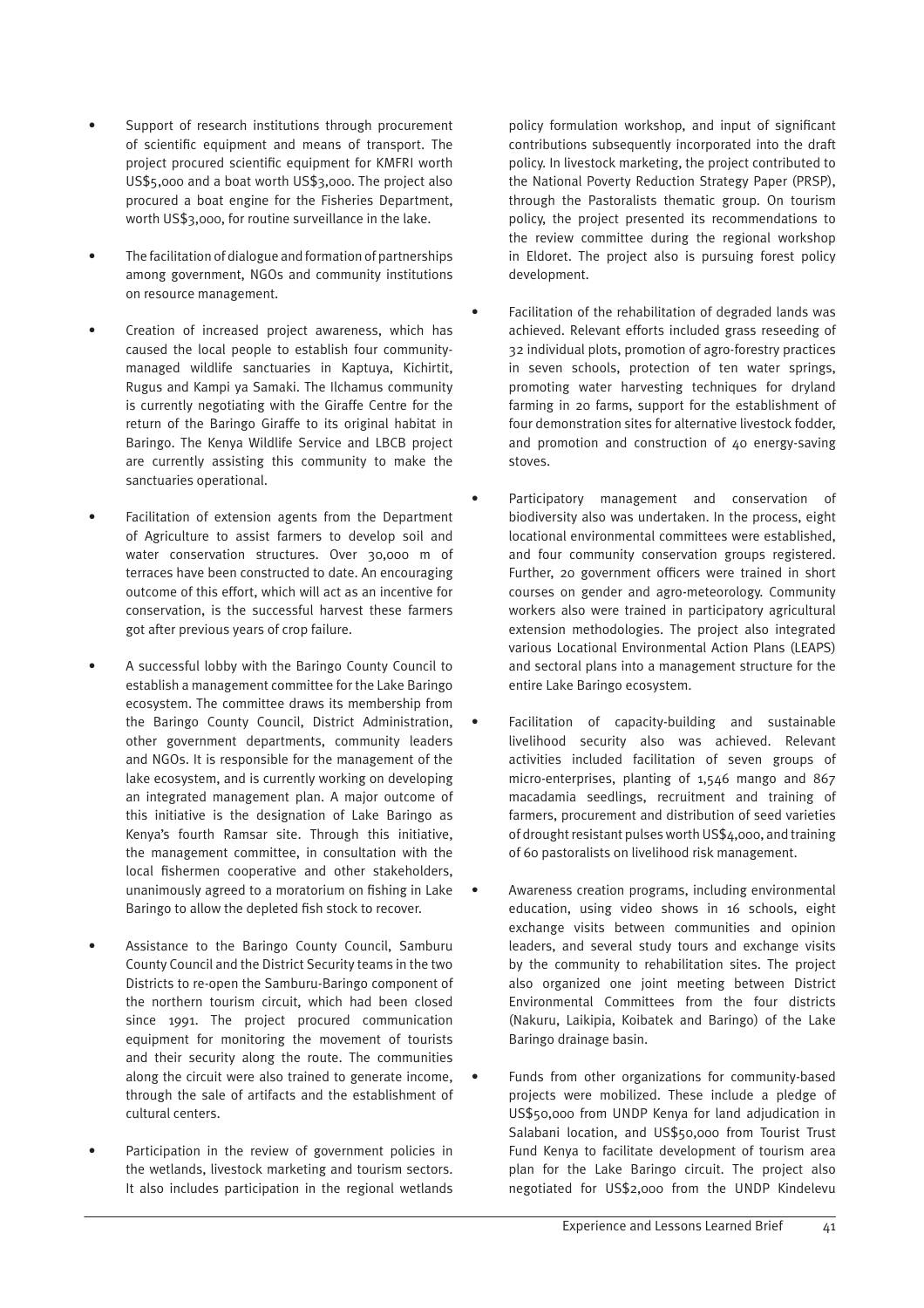- Support of research institutions through procurement of scientific equipment and means of transport. The project procured scientific equipment for KMFRI worth US$5,000 and a boat worth US$3,000. The project also procured a boat engine for the Fisheries Department, worth US$3,000, for routine surveillance in the lake.

- The facilitation of dialogue and formation of partnerships among government, NGOs and community institutions on resource management.

- Creation of increased project awareness, which has caused the local people to establish four community-managed wildlife sanctuaries in Kaptuya, Kichirtit, Rugus and Kampi ya Samaki. The Ilchamus community is currently negotiating with the Giraffe Centre for the return of the Baringo Giraffe to its original habitat in Baringo. The Kenya Wildlife Service and LBCB project are currently assisting this community to make the sanctuaries operational.

- Facilitation of extension agents from the Department of Agriculture to assist farmers to develop soil and water conservation structures. Over 30,000 m of terraces have been constructed to date. An encouraging outcome of this effort, which will act as an incentive for conservation, is the successful harvest these farmers got after previous years of crop failure.

- A successful lobby with the Baringo County Council to establish a management committee for the Lake Baringo ecosystem. The committee draws its membership from the Baringo County Council, District Administration, other government departments, community leaders and NGOs. It is responsible for the management of the lake ecosystem, and is currently working on developing an integrated management plan. A major outcome of this initiative is the designation of Lake Baringo as Kenya's fourth Ramsar site. Through this initiative, the management committee, in consultation with the local fishermen cooperative and other stakeholders, unanimously agreed to a moratorium on fishing in Lake Baringo to allow the depleted fish stock to recover.

- Assistance to the Baringo County Council, Samburu County Council and the District Security teams in the two Districts to re-open the Samburu-Baringo component of the northern tourism circuit, which had been closed since 1991. The project procured communication equipment for monitoring the movement of tourists and their security along the route. The communities along the circuit were also trained to generate income, through the sale of artifacts and the establishment of cultural centers.

- Participation in the review of government policies in the wetlands, livestock marketing and tourism sectors. It also includes participation in the regional wetlands policy formulation workshop, and input of significant contributions subsequently incorporated into the draft policy. In livestock marketing, the project contributed to the National Poverty Reduction Strategy Paper (PRSP), through the Pastoralists thematic group. On tourism policy, the project presented its recommendations to the review committee during the regional workshop in Eldoret. The project also is pursuing forest policy development.

- Facilitation of the rehabilitation of degraded lands was achieved. Relevant efforts included grass reseeding of 32 individual plots, promotion of agro-forestry practices in seven schools, protection of ten water springs, promoting water harvesting techniques for dryland farming in 20 farms, support for the establishment of four demonstration sites for alternative livestock fodder, and promotion and construction of 40 energy-saving stoves.

- Participatory management and conservation of biodiversity also was undertaken. In the process, eight locational environmental committees were established, and four community conservation groups registered. Further, 20 government officers were trained in short courses on gender and agro-meteorology. Community workers also were trained in participatory agricultural extension methodologies. The project also integrated various Locational Environmental Action Plans (LEAPS) and sectoral plans into a management structure for the entire Lake Baringo ecosystem.

- Facilitation of capacity-building and sustainable livelihood security also was achieved. Relevant activities included facilitation of seven groups of micro-enterprises, planting of 1,546 mango and 867 macadamia seedlings, recruitment and training of farmers, procurement and distribution of seed varieties of drought resistant pulses worth US$4,000, and training of 60 pastoralists on livelihood risk management.

- Awareness creation programs, including environmental education, using video shows in 16 schools, eight exchange visits between communities and opinion leaders, and several study tours and exchange visits by the community to rehabilitation sites. The project also organized one joint meeting between District Environmental Committees from the four districts (Nakuru, Laikipia, Koibatek and Baringo) of the Lake Baringo drainage basin.

- Funds from other organizations for community-based projects were mobilized. These include a pledge of US$50,000 from UNDP Kenya for land adjudication in Salabani location, and US$50,000 from Tourist Trust Fund Kenya to facilitate development of tourism area plan for the Lake Baringo circuit. The project also negotiated for US$2,000 from the UNDP Kindelevu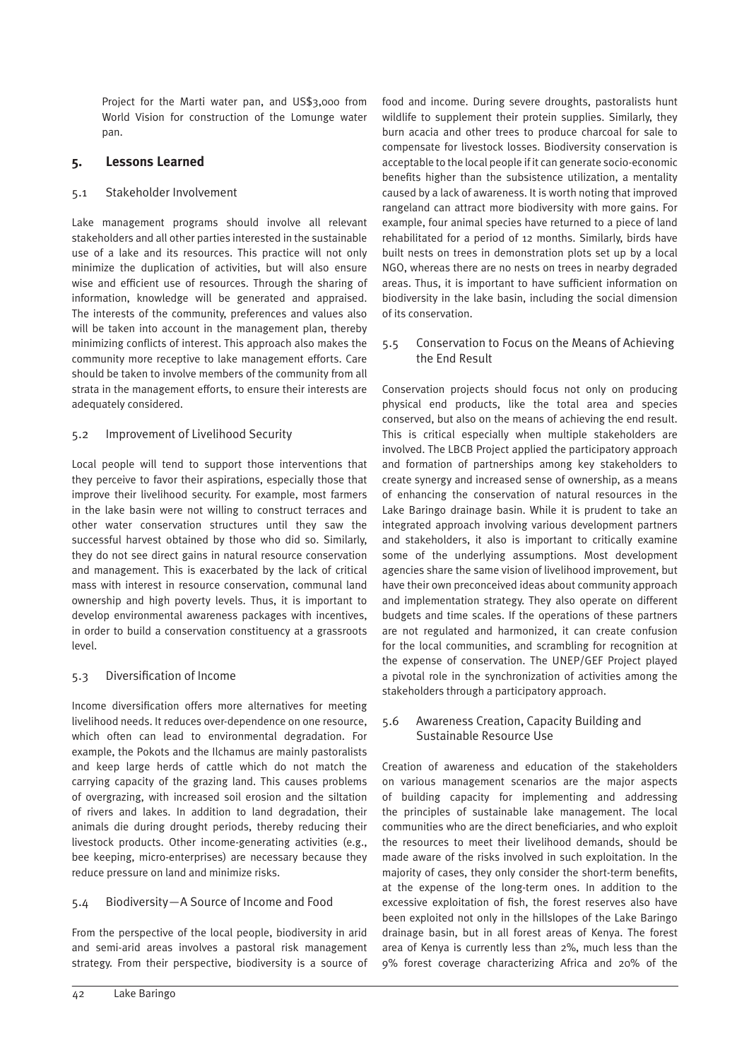Project for the Marti water pan, and US$3,000 from World Vision for construction of the Lomunge water pan.

## 5. Lessons Learned

### 5.1 Stakeholder Involvement

Lake management programs should involve all relevant stakeholders and all other parties interested in the sustainable use of a lake and its resources. This practice will not only minimize the duplication of activities, but will also ensure wise and efficient use of resources. Through the sharing of information, knowledge will be generated and appraised. The interests of the community, preferences and values also will be taken into account in the management plan, thereby minimizing conflicts of interest. This approach also makes the community more receptive to lake management efforts. Care should be taken to involve members of the community from all strata in the management efforts, to ensure their interests are adequately considered.

### 5.2 Improvement of Livelihood Security

Local people will tend to support those interventions that they perceive to favor their aspirations, especially those that improve their livelihood security. For example, most farmers in the lake basin were not willing to construct terraces and other water conservation structures until they saw the successful harvest obtained by those who did so. Similarly, they do not see direct gains in natural resource conservation and management. This is exacerbated by the lack of critical mass with interest in resource conservation, communal land ownership and high poverty levels. Thus, it is important to develop environmental awareness packages with incentives, in order to build a conservation constituency at a grassroots level.

### 5.3 Diversification of Income

Income diversification offers more alternatives for meeting livelihood needs. It reduces over-dependence on one resource, which often can lead to environmental degradation. For example, the Pokots and the Ilchamus are mainly pastoralists and keep large herds of cattle which do not match the carrying capacity of the grazing land. This causes problems of overgrazing, with increased soil erosion and the siltation of rivers and lakes. In addition to land degradation, their animals die during drought periods, thereby reducing their livestock products. Other income-generating activities (e.g., bee keeping, micro-enterprises) are necessary because they reduce pressure on land and minimize risks.

### 5.4 Biodiversity—A Source of Income and Food

From the perspective of the local people, biodiversity in arid and semi-arid areas involves a pastoral risk management strategy. From their perspective, biodiversity is a source of food and income. During severe droughts, pastoralists hunt wildlife to supplement their protein supplies. Similarly, they burn acacia and other trees to produce charcoal for sale to compensate for livestock losses. Biodiversity conservation is acceptable to the local people if it can generate socio-economic benefits higher than the subsistence utilization, a mentality caused by a lack of awareness. It is worth noting that improved rangeland can attract more biodiversity with more gains. For example, four animal species have returned to a piece of land rehabilitated for a period of 12 months. Similarly, birds have built nests on trees in demonstration plots set up by a local NGO, whereas there are no nests on trees in nearby degraded areas. Thus, it is important to have sufficient information on biodiversity in the lake basin, including the social dimension of its conservation.

### 5.5 Conservation to Focus on the Means of Achieving the End Result

Conservation projects should focus not only on producing physical end products, like the total area and species conserved, but also on the means of achieving the end result. This is critical especially when multiple stakeholders are involved. The LBCB Project applied the participatory approach and formation of partnerships among key stakeholders to create synergy and increased sense of ownership, as a means of enhancing the conservation of natural resources in the Lake Baringo drainage basin. While it is prudent to take an integrated approach involving various development partners and stakeholders, it also is important to critically examine some of the underlying assumptions. Most development agencies share the same vision of livelihood improvement, but have their own preconceived ideas about community approach and implementation strategy. They also operate on different budgets and time scales. If the operations of these partners are not regulated and harmonized, it can create confusion for the local communities, and scrambling for recognition at the expense of conservation. The UNEP/GEF Project played a pivotal role in the synchronization of activities among the stakeholders through a participatory approach.

### 5.6 Awareness Creation, Capacity Building and Sustainable Resource Use

Creation of awareness and education of the stakeholders on various management scenarios are the major aspects of building capacity for implementing and addressing the principles of sustainable lake management. The local communities who are the direct beneficiaries, and who exploit the resources to meet their livelihood demands, should be made aware of the risks involved in such exploitation. In the majority of cases, they only consider the short-term benefits, at the expense of the long-term ones. In addition to the excessive exploitation of fish, the forest reserves also have been exploited not only in the hillslopes of the Lake Baringo drainage basin, but in all forest areas of Kenya. The forest area of Kenya is currently less than 2%, much less than the 9% forest coverage characterizing Africa and 20% of the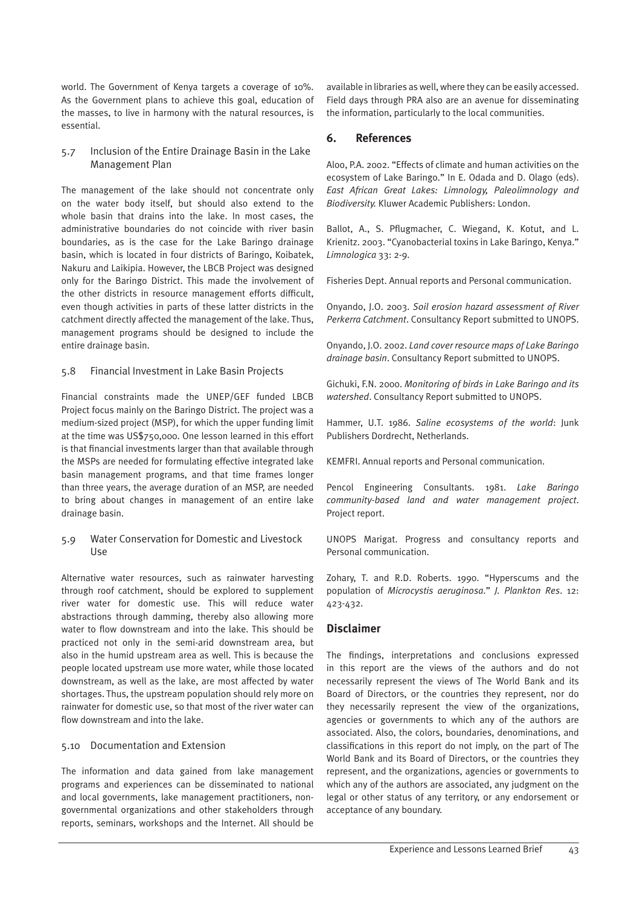world. The Government of Kenya targets a coverage of 10%. As the Government plans to achieve this goal, education of the masses, to live in harmony with the natural resources, is essential.

### 5.7 Inclusion of the Entire Drainage Basin in the Lake Management Plan

The management of the lake should not concentrate only on the water body itself, but should also extend to the whole basin that drains into the lake. In most cases, the administrative boundaries do not coincide with river basin boundaries, as is the case for the Lake Baringo drainage basin, which is located in four districts of Baringo, Koibatek, Nakuru and Laikipia. However, the LBCB Project was designed only for the Baringo District. This made the involvement of the other districts in resource management efforts difficult, even though activities in parts of these latter districts in the catchment directly affected the management of the lake. Thus, management programs should be designed to include the entire drainage basin.

### 5.8 Financial Investment in Lake Basin Projects

Financial constraints made the UNEP/GEF funded LBCB Project focus mainly on the Baringo District. The project was a medium-sized project (MSP), for which the upper funding limit at the time was US$750,000. One lesson learned in this effort is that financial investments larger than that available through the MSPs are needed for formulating effective integrated lake basin management programs, and that time frames longer than three years, the average duration of an MSP, are needed to bring about changes in management of an entire lake drainage basin.

### 5.9 Water Conservation for Domestic and Livestock Use

Alternative water resources, such as rainwater harvesting through roof catchment, should be explored to supplement river water for domestic use. This will reduce water abstractions through damming, thereby also allowing more water to flow downstream and into the lake. This should be practiced not only in the semi-arid downstream area, but also in the humid upstream area as well. This is because the people located upstream use more water, while those located downstream, as well as the lake, are most affected by water shortages. Thus, the upstream population should rely more on rainwater for domestic use, so that most of the river water can flow downstream and into the lake.

### 5.10 Documentation and Extension

The information and data gained from lake management programs and experiences can be disseminated to national and local governments, lake management practitioners, non-governmental organizations and other stakeholders through reports, seminars, workshops and the Internet. All should be available in libraries as well, where they can be easily accessed. Field days through PRA also are an avenue for disseminating the information, particularly to the local communities.

## 6. References

Aloo, P.A. 2002. "Effects of climate and human activities on the ecosystem of Lake Baringo." In E. Odada and D. Olago (eds). *East African Great Lakes: Limnology, Paleolimnology and Biodiversity.* Kluwer Academic Publishers: London.

Ballot, A., S. Pflugmacher, C. Wiegand, K. Kotut, and L. Krienitz. 2003. "Cyanobacterial toxins in Lake Baringo, Kenya." *Limnologica* 33: 2-9.

Fisheries Dept. Annual reports and Personal communication.

Onyando, J.O. 2003. *Soil erosion hazard assessment of River Perkerra Catchment*. Consultancy Report submitted to UNOPS.

Onyando, J.O. 2002. *Land cover resource maps of Lake Baringo drainage basin*. Consultancy Report submitted to UNOPS.

Gichuki, F.N. 2000. *Monitoring of birds in Lake Baringo and its watershed*. Consultancy Report submitted to UNOPS.

Hammer, U.T. 1986. *Saline ecosystems of the world*: Junk Publishers Dordrecht, Netherlands.

KEMFRI. Annual reports and Personal communication.

Pencol Engineering Consultants. 1981. *Lake Baringo community-based land and water management project*. Project report.

UNOPS Marigat. Progress and consultancy reports and Personal communication.

Zohary, T. and R.D. Roberts. 1990. "Hyperscums and the population of *Microcystis aeruginosa*." *J. Plankton Res*. 12: 423-432.

## Disclaimer

The findings, interpretations and conclusions expressed in this report are the views of the authors and do not necessarily represent the views of The World Bank and its Board of Directors, or the countries they represent, nor do they necessarily represent the view of the organizations, agencies or governments to which any of the authors are associated. Also, the colors, boundaries, denominations, and classifications in this report do not imply, on the part of The World Bank and its Board of Directors, or the countries they represent, and the organizations, agencies or governments to which any of the authors are associated, any judgment on the legal or other status of any territory, or any endorsement or acceptance of any boundary.